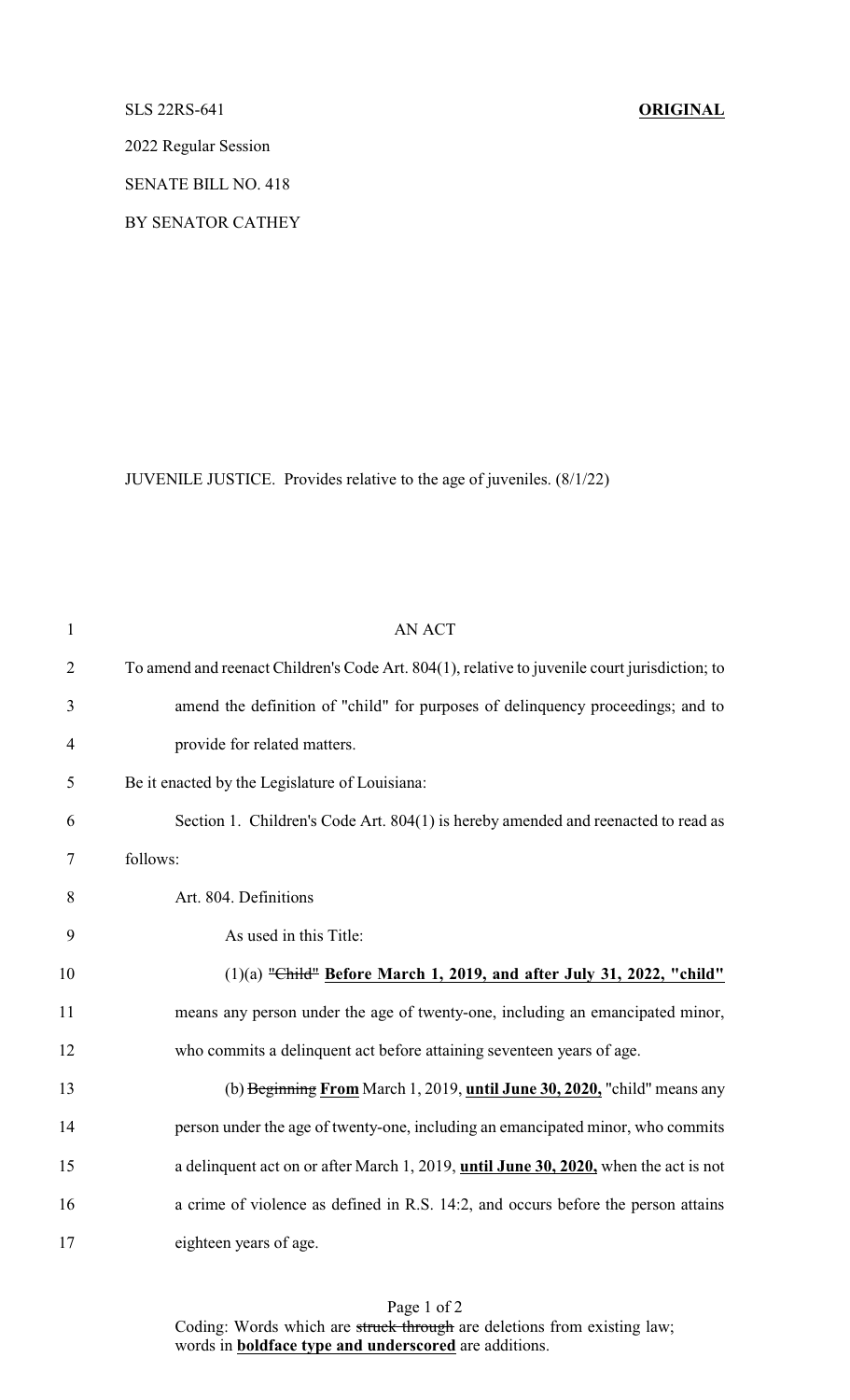SLS 22RS-641 **ORIGINAL**

2022 Regular Session

SENATE BILL NO. 418

BY SENATOR CATHEY

JUVENILE JUSTICE. Provides relative to the age of juveniles. (8/1/22)

AN ACT

To amend and reenact Children's Code Art. 804(1), relative to juvenile court jurisdiction; to amend the definition of "child" for purposes of delinquency proceedings; and to provide for related matters.

Be it enacted by the Legislature of Louisiana:

Section 1. Children's Code Art. 804(1) is hereby amended and reenacted to read as follows:

Art. 804. Definitions

As used in this Title:

(1)(a) ~~"Child"~~ **Before March 1, 2019, and after July 31, 2022, "child"** means any person under the age of twenty-one, including an emancipated minor, who commits a delinquent act before attaining seventeen years of age.

(b) ~~Beginning~~ **From** March 1, 2019, **until June 30, 2020,** "child" means any person under the age of twenty-one, including an emancipated minor, who commits a delinquent act on or after March 1, 2019, **until June 30, 2020,** when the act is not a crime of violence as defined in R.S. 14:2, and occurs before the person attains eighteen years of age.

Coding: Words which are ~~struck through~~ are deletions from existing law; words in **boldface type and underscored** are additions.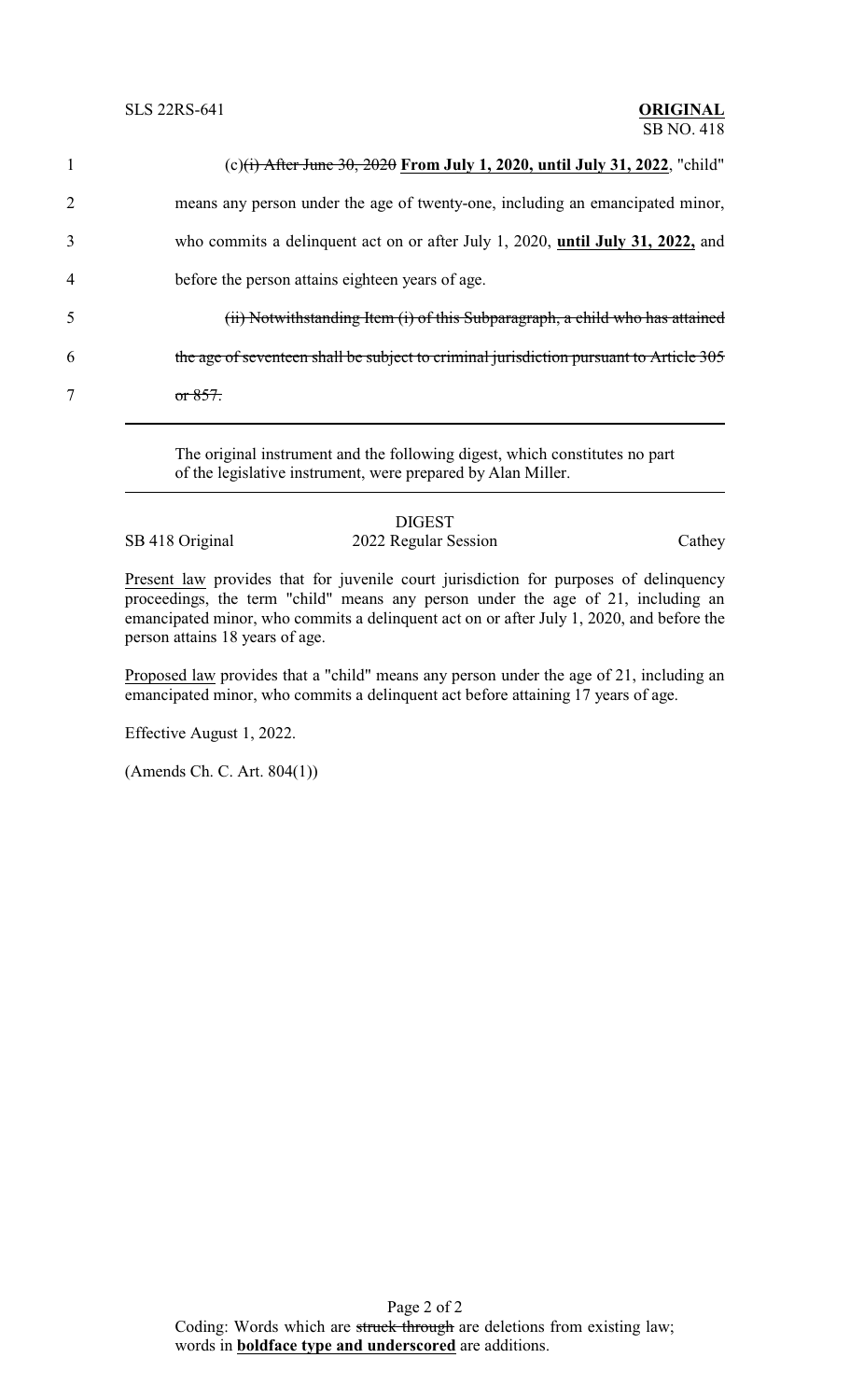1 (c)~~(i) After June 30, 2020~~ **<u>From July 1, 2020, until July 31, 2022</u>**, "child"

2 means any person under the age of twenty-one, including an emancipated minor,

3 who commits a delinquent act on or after July 1, 2020, **<u>until July 31, 2022,</u>** and

4 before the person attains eighteen years of age.

5 ~~(ii) Notwithstanding Item (i) of this Subparagraph, a child who has attained~~

6 ~~the age of seventeen shall be subject to criminal jurisdiction pursuant to Article 305~~

7 ~~or 857.~~

---

The original instrument and the following digest, which constitutes no part of the legislative instrument, were prepared by Alan Miller.

---

DIGEST

SB 418 Original — 2022 Regular Session — Cathey

<u>Present law</u> provides that for juvenile court jurisdiction for purposes of delinquency proceedings, the term "child" means any person under the age of 21, including an emancipated minor, who commits a delinquent act on or after July 1, 2020, and before the person attains 18 years of age.

<u>Proposed law</u> provides that a "child" means any person under the age of 21, including an emancipated minor, who commits a delinquent act before attaining 17 years of age.

Effective August 1, 2022.

(Amends Ch. C. Art. 804(1))

Coding: Words which are ~~struck through~~ are deletions from existing law; words in **<u>boldface type and underscored</u>** are additions.